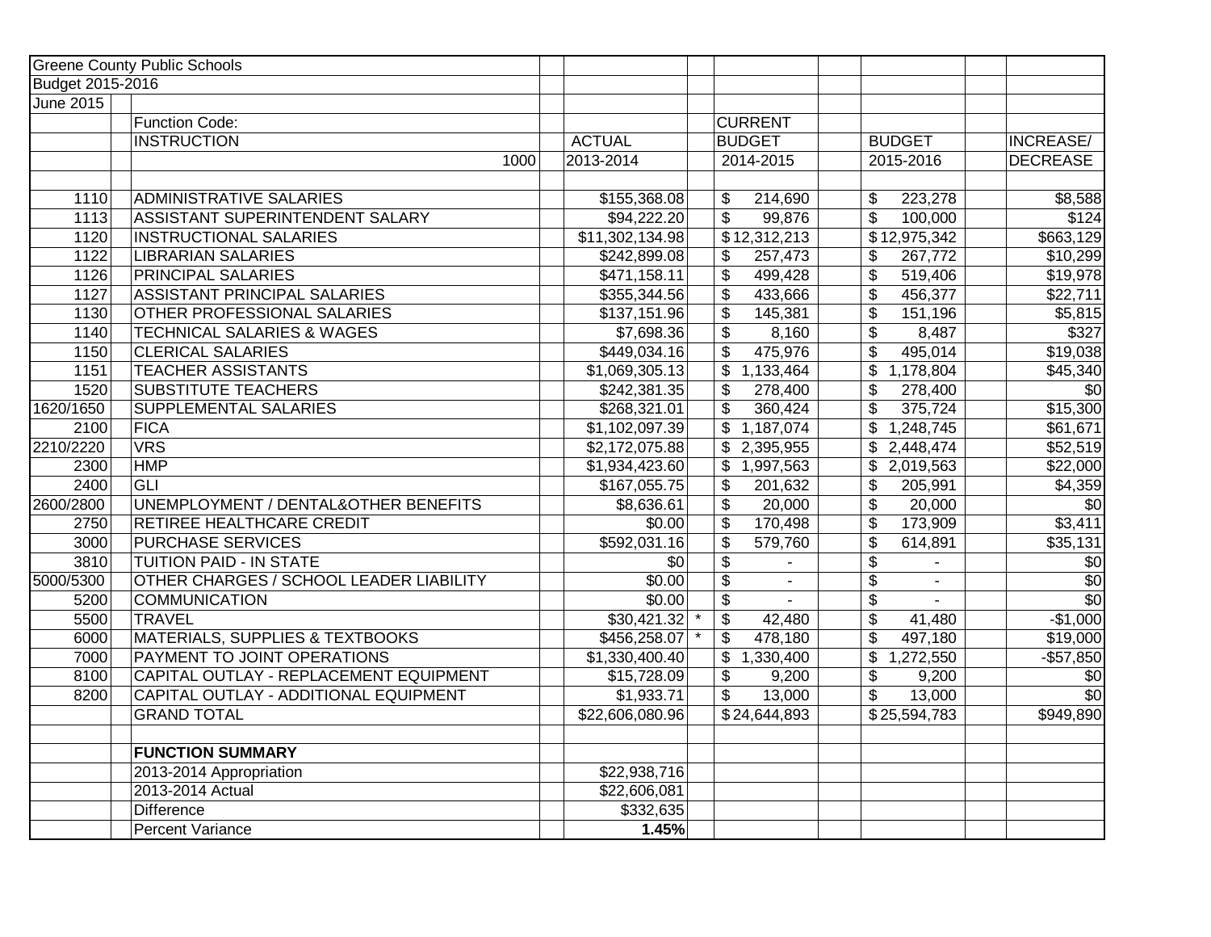| Greene County Public Schools | | | | | | | |
|---|---|---|---|---|---|---|---|
| Budget 2015-2016 | | | | | | | |
| June 2015 | | | | | | | |
| | Function Code: | | | CURRENT | | | |
| | INSTRUCTION | ACTUAL | | BUDGET | | BUDGET | INCREASE/ |
| | 1000 | 2013-2014 | | 2014-2015 | | 2015-2016 | DECREASE |
| | | | | | | | |
| 1110 | ADMINISTRATIVE SALARIES | $155,368.08 | | $ 214,690 | | $ 223,278 | $8,588 |
| 1113 | ASSISTANT SUPERINTENDENT SALARY | $94,222.20 | | $ 99,876 | | $ 100,000 | $124 |
| 1120 | INSTRUCTIONAL SALARIES | $11,302,134.98 | | $12,312,213 | | $12,975,342 | $663,129 |
| 1122 | LIBRARIAN SALARIES | $242,899.08 | | $ 257,473 | | $ 267,772 | $10,299 |
| 1126 | PRINCIPAL SALARIES | $471,158.11 | | $ 499,428 | | $ 519,406 | $19,978 |
| 1127 | ASSISTANT PRINCIPAL SALARIES | $355,344.56 | | $ 433,666 | | $ 456,377 | $22,711 |
| 1130 | OTHER PROFESSIONAL SALARIES | $137,151.96 | | $ 145,381 | | $ 151,196 | $5,815 |
| 1140 | TECHNICAL SALARIES & WAGES | $7,698.36 | | $ 8,160 | | $ 8,487 | $327 |
| 1150 | CLERICAL SALARIES | $449,034.16 | | $ 475,976 | | $ 495,014 | $19,038 |
| 1151 | TEACHER ASSISTANTS | $1,069,305.13 | | $ 1,133,464 | | $ 1,178,804 | $45,340 |
| 1520 | SUBSTITUTE TEACHERS | $242,381.35 | | $ 278,400 | | $ 278,400 | $0 |
| 1620/1650 | SUPPLEMENTAL SALARIES | $268,321.01 | | $ 360,424 | | $ 375,724 | $15,300 |
| 2100 | FICA | $1,102,097.39 | | $ 1,187,074 | | $ 1,248,745 | $61,671 |
| 2210/2220 | VRS | $2,172,075.88 | | $ 2,395,955 | | $ 2,448,474 | $52,519 |
| 2300 | HMP | $1,934,423.60 | | $ 1,997,563 | | $ 2,019,563 | $22,000 |
| 2400 | GLI | $167,055.75 | | $ 201,632 | | $ 205,991 | $4,359 |
| 2600/2800 | UNEMPLOYMENT / DENTAL&OTHER BENEFITS | $8,636.61 | | $ 20,000 | | $ 20,000 | $0 |
| 2750 | RETIREE HEALTHCARE CREDIT | $0.00 | | $ 170,498 | | $ 173,909 | $3,411 |
| 3000 | PURCHASE SERVICES | $592,031.16 | | $ 579,760 | | $ 614,891 | $35,131 |
| 3810 | TUITION PAID - IN STATE | $0 | | $ - | | $ - | $0 |
| 5000/5300 | OTHER CHARGES / SCHOOL LEADER LIABILITY | $0.00 | | $ - | | $ - | $0 |
| 5200 | COMMUNICATION | $0.00 | | $ - | | $ - | $0 |
| 5500 | TRAVEL | $30,421.32 | * | $ 42,480 | | $ 41,480 | -$1,000 |
| 6000 | MATERIALS, SUPPLIES & TEXTBOOKS | $456,258.07 | * | $ 478,180 | | $ 497,180 | $19,000 |
| 7000 | PAYMENT TO JOINT OPERATIONS | $1,330,400.40 | | $ 1,330,400 | | $ 1,272,550 | -$57,850 |
| 8100 | CAPITAL OUTLAY - REPLACEMENT EQUIPMENT | $15,728.09 | | $ 9,200 | | $ 9,200 | $0 |
| 8200 | CAPITAL OUTLAY - ADDITIONAL EQUIPMENT | $1,933.71 | | $ 13,000 | | $ 13,000 | $0 |
| | GRAND TOTAL | $22,606,080.96 | | $24,644,893 | | $25,594,783 | $949,890 |
| | | | | | | | |
| | **FUNCTION SUMMARY** | | | | | | |
| | 2013-2014 Appropriation | $22,938,716 | | | | | |
| | 2013-2014 Actual | $22,606,081 | | | | | |
| | Difference | $332,635 | | | | | |
| | Percent Variance | **1.45%** | | | | | |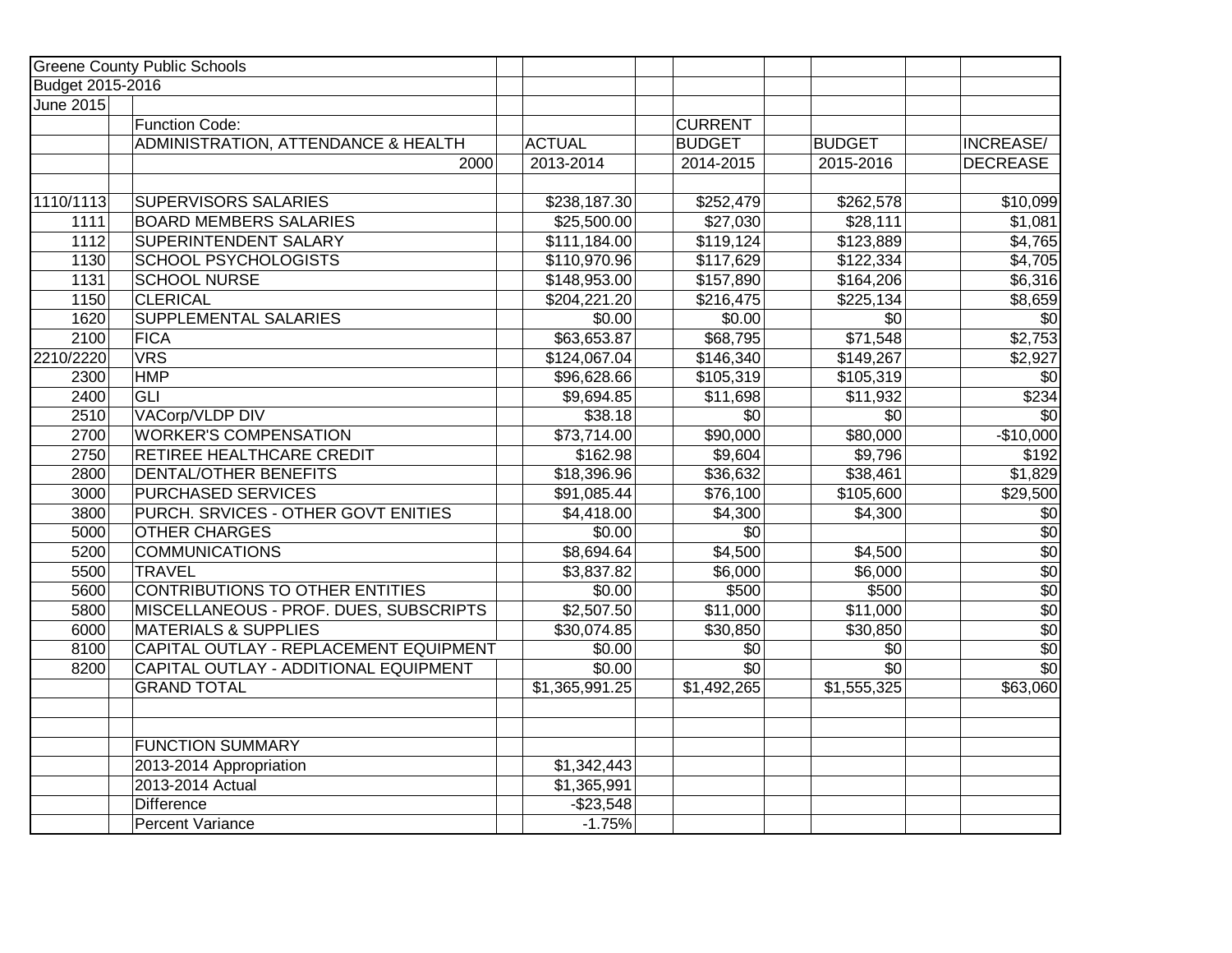| Greene County Public Schools | | | | |
|---|---|---|---|---|
| Budget 2015-2016 | | | | |
| June 2015 | | | | |

| | Function Code: | | CURRENT | | |
|---|---|---|---|---|---|
| | ADMINISTRATION, ATTENDANCE & HEALTH | ACTUAL | BUDGET | BUDGET | INCREASE/ |
| | 2000 | 2013-2014 | 2014-2015 | 2015-2016 | DECREASE |
| | | | | | |
| 1110/1113 | SUPERVISORS SALARIES | $238,187.30 | $252,479 | $262,578 | $10,099 |
| 1111 | BOARD MEMBERS SALARIES | $25,500.00 | $27,030 | $28,111 | $1,081 |
| 1112 | SUPERINTENDENT SALARY | $111,184.00 | $119,124 | $123,889 | $4,765 |
| 1130 | SCHOOL PSYCHOLOGISTS | $110,970.96 | $117,629 | $122,334 | $4,705 |
| 1131 | SCHOOL NURSE | $148,953.00 | $157,890 | $164,206 | $6,316 |
| 1150 | CLERICAL | $204,221.20 | $216,475 | $225,134 | $8,659 |
| 1620 | SUPPLEMENTAL SALARIES | $0.00 | $0.00 | $0 | $0 |
| 2100 | FICA | $63,653.87 | $68,795 | $71,548 | $2,753 |
| 2210/2220 | VRS | $124,067.04 | $146,340 | $149,267 | $2,927 |
| 2300 | HMP | $96,628.66 | $105,319 | $105,319 | $0 |
| 2400 | GLI | $9,694.85 | $11,698 | $11,932 | $234 |
| 2510 | VACorp/VLDP DIV | $38.18 | $0 | $0 | $0 |
| 2700 | WORKER'S COMPENSATION | $73,714.00 | $90,000 | $80,000 | -$10,000 |
| 2750 | RETIREE HEALTHCARE CREDIT | $162.98 | $9,604 | $9,796 | $192 |
| 2800 | DENTAL/OTHER BENEFITS | $18,396.96 | $36,632 | $38,461 | $1,829 |
| 3000 | PURCHASED SERVICES | $91,085.44 | $76,100 | $105,600 | $29,500 |
| 3800 | PURCH. SRVICES - OTHER GOVT ENITIES | $4,418.00 | $4,300 | $4,300 | $0 |
| 5000 | OTHER CHARGES | $0.00 | $0 | | $0 |
| 5200 | COMMUNICATIONS | $8,694.64 | $4,500 | $4,500 | $0 |
| 5500 | TRAVEL | $3,837.82 | $6,000 | $6,000 | $0 |
| 5600 | CONTRIBUTIONS TO OTHER ENTITIES | $0.00 | $500 | $500 | $0 |
| 5800 | MISCELLANEOUS - PROF. DUES, SUBSCRIPTS | $2,507.50 | $11,000 | $11,000 | $0 |
| 6000 | MATERIALS & SUPPLIES | $30,074.85 | $30,850 | $30,850 | $0 |
| 8100 | CAPITAL OUTLAY - REPLACEMENT EQUIPMENT | $0.00 | $0 | $0 | $0 |
| 8200 | CAPITAL OUTLAY - ADDITIONAL EQUIPMENT | $0.00 | $0 | $0 | $0 |
| | GRAND TOTAL | $1,365,991.25 | $1,492,265 | $1,555,325 | $63,060 |
| | | | | | |
| | | | | | |
| | FUNCTION SUMMARY | | | | |
| | 2013-2014 Appropriation | $1,342,443 | | | |
| | 2013-2014 Actual | $1,365,991 | | | |
| | Difference | -$23,548 | | | |
| | Percent Variance | -1.75% | | | |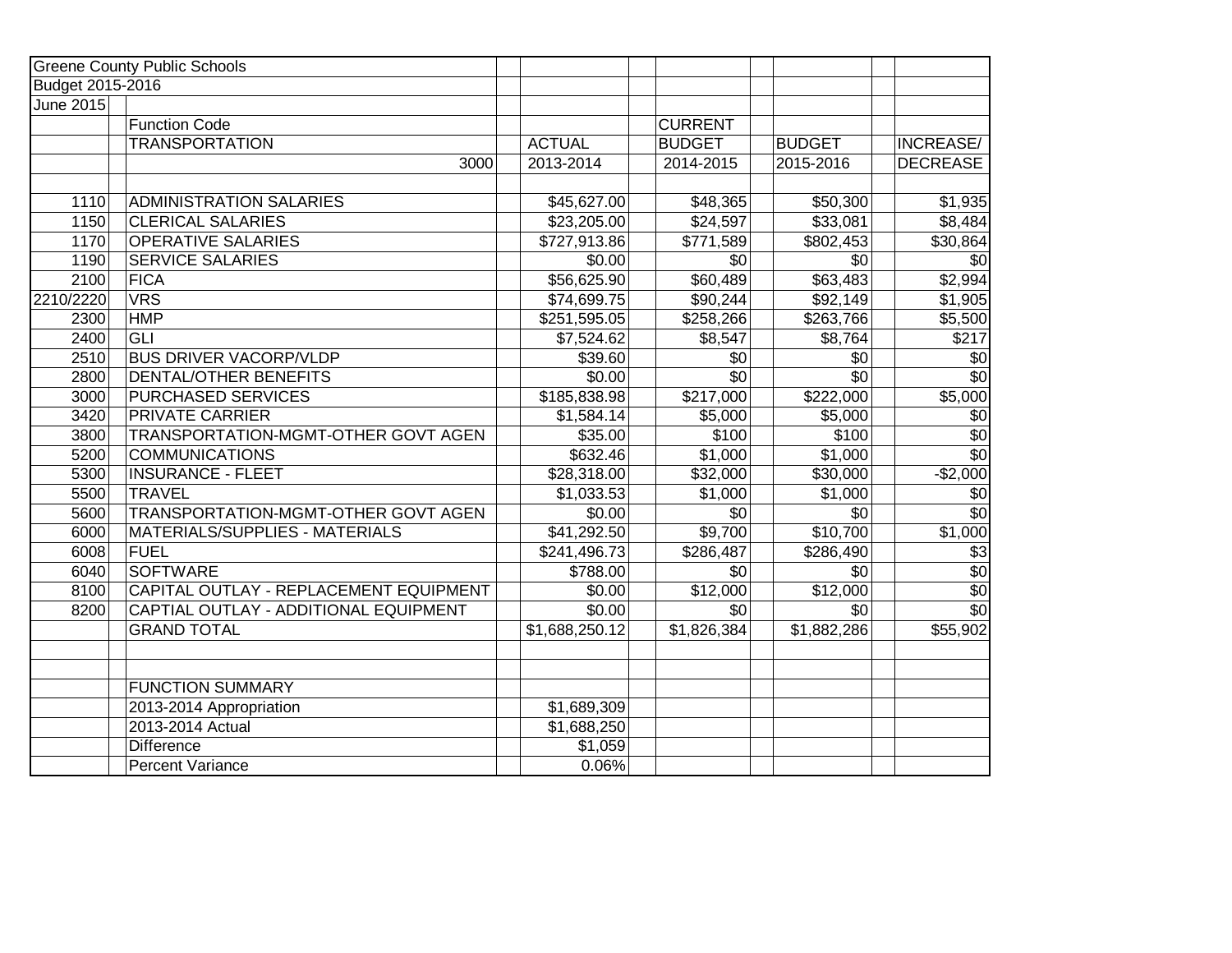Greene County Public Schools
Budget 2015-2016
June 2015

| | Function Code | | CURRENT | | |
|---|---|---|---|---|---|
| | TRANSPORTATION | ACTUAL | BUDGET | BUDGET | INCREASE/ |
| | 3000 | 2013-2014 | 2014-2015 | 2015-2016 | DECREASE |
| | | | | | |
| 1110 | ADMINISTRATION SALARIES | $45,627.00 | $48,365 | $50,300 | $1,935 |
| 1150 | CLERICAL SALARIES | $23,205.00 | $24,597 | $33,081 | $8,484 |
| 1170 | OPERATIVE SALARIES | $727,913.86 | $771,589 | $802,453 | $30,864 |
| 1190 | SERVICE SALARIES | $0.00 | $0 | $0 | $0 |
| 2100 | FICA | $56,625.90 | $60,489 | $63,483 | $2,994 |
| 2210/2220 | VRS | $74,699.75 | $90,244 | $92,149 | $1,905 |
| 2300 | HMP | $251,595.05 | $258,266 | $263,766 | $5,500 |
| 2400 | GLI | $7,524.62 | $8,547 | $8,764 | $217 |
| 2510 | BUS DRIVER VACORP/VLDP | $39.60 | $0 | $0 | $0 |
| 2800 | DENTAL/OTHER BENEFITS | $0.00 | $0 | $0 | $0 |
| 3000 | PURCHASED SERVICES | $185,838.98 | $217,000 | $222,000 | $5,000 |
| 3420 | PRIVATE CARRIER | $1,584.14 | $5,000 | $5,000 | $0 |
| 3800 | TRANSPORTATION-MGMT-OTHER GOVT AGEN | $35.00 | $100 | $100 | $0 |
| 5200 | COMMUNICATIONS | $632.46 | $1,000 | $1,000 | $0 |
| 5300 | INSURANCE - FLEET | $28,318.00 | $32,000 | $30,000 | -$2,000 |
| 5500 | TRAVEL | $1,033.53 | $1,000 | $1,000 | $0 |
| 5600 | TRANSPORTATION-MGMT-OTHER GOVT AGEN | $0.00 | $0 | $0 | $0 |
| 6000 | MATERIALS/SUPPLIES - MATERIALS | $41,292.50 | $9,700 | $10,700 | $1,000 |
| 6008 | FUEL | $241,496.73 | $286,487 | $286,490 | $3 |
| 6040 | SOFTWARE | $788.00 | $0 | $0 | $0 |
| 8100 | CAPITAL OUTLAY - REPLACEMENT EQUIPMENT | $0.00 | $12,000 | $12,000 | $0 |
| 8200 | CAPTIAL OUTLAY - ADDITIONAL EQUIPMENT | $0.00 | $0 | $0 | $0 |
| | GRAND TOTAL | $1,688,250.12 | $1,826,384 | $1,882,286 | $55,902 |
| | | | | | |
| | | | | | |
| | FUNCTION SUMMARY | | | | |
| | 2013-2014 Appropriation | $1,689,309 | | | |
| | 2013-2014 Actual | $1,688,250 | | | |
| | Difference | $1,059 | | | |
| | Percent Variance | 0.06% | | | |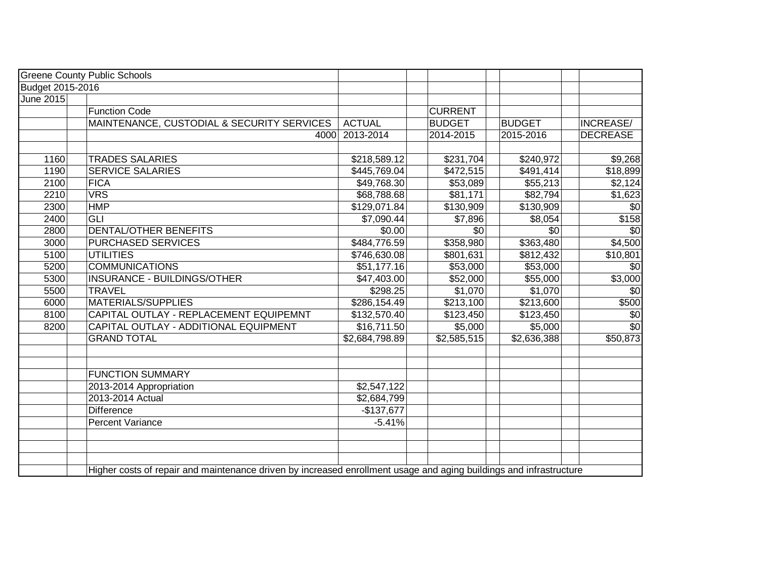Greene County Public Schools
Budget 2015-2016
June 2015

| | Function Code | | | |
|---|---|---|---|---|
| | MAINTENANCE, CUSTODIAL & SECURITY SERVICES | ACTUAL | CURRENT BUDGET | BUDGET | INCREASE/ |
| | 4000 | 2013-2014 | 2014-2015 | 2015-2016 | DECREASE |
| 1160 | TRADES SALARIES | $218,589.12 | $231,704 | $240,972 | $9,268 |
| 1190 | SERVICE SALARIES | $445,769.04 | $472,515 | $491,414 | $18,899 |
| 2100 | FICA | $49,768.30 | $53,089 | $55,213 | $2,124 |
| 2210 | VRS | $68,788.68 | $81,171 | $82,794 | $1,623 |
| 2300 | HMP | $129,071.84 | $130,909 | $130,909 | $0 |
| 2400 | GLI | $7,090.44 | $7,896 | $8,054 | $158 |
| 2800 | DENTAL/OTHER BENEFITS | $0.00 | $0 | $0 | $0 |
| 3000 | PURCHASED SERVICES | $484,776.59 | $358,980 | $363,480 | $4,500 |
| 5100 | UTILITIES | $746,630.08 | $801,631 | $812,432 | $10,801 |
| 5200 | COMMUNICATIONS | $51,177.16 | $53,000 | $53,000 | $0 |
| 5300 | INSURANCE - BUILDINGS/OTHER | $47,403.00 | $52,000 | $55,000 | $3,000 |
| 5500 | TRAVEL | $298.25 | $1,070 | $1,070 | $0 |
| 6000 | MATERIALS/SUPPLIES | $286,154.49 | $213,100 | $213,600 | $500 |
| 8100 | CAPITAL OUTLAY - REPLACEMENT EQUIPEMNT | $132,570.40 | $123,450 | $123,450 | $0 |
| 8200 | CAPITAL OUTLAY - ADDITIONAL EQUIPMENT | $16,711.50 | $5,000 | $5,000 | $0 |
| | GRAND TOTAL | $2,684,798.89 | $2,585,515 | $2,636,388 | $50,873 |

| FUNCTION SUMMARY | |
|---|---|
| 2013-2014 Appropriation | $2,547,122 |
| 2013-2014 Actual | $2,684,799 |
| Difference | -$137,677 |
| Percent Variance | -5.41% |

Higher costs of repair and maintenance driven by increased enrollment usage and aging buildings and infrastructure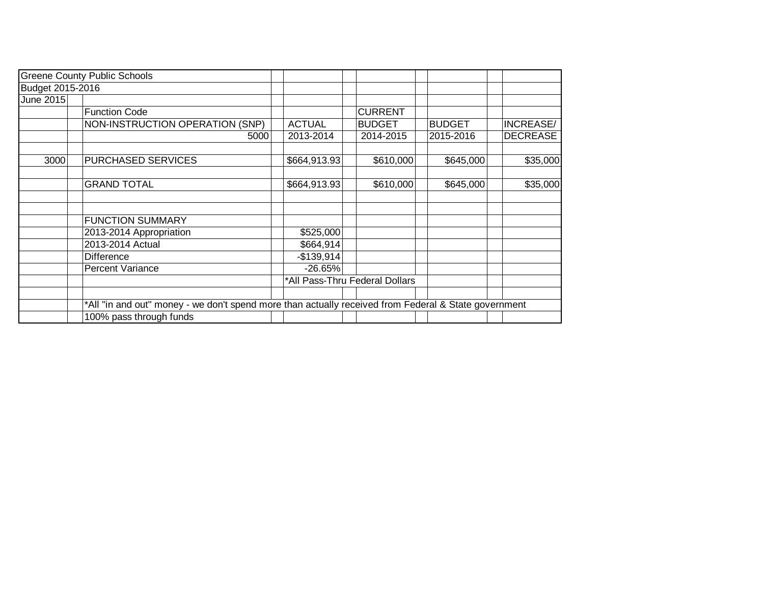Greene County Public Schools

Budget 2015-2016

June 2015

| | Function Code | | CURRENT | | |
|---|---|---|---|---|---|
| | NON-INSTRUCTION OPERATION (SNP) | ACTUAL | BUDGET | BUDGET | INCREASE/ |
| | 5000 | 2013-2014 | 2014-2015 | 2015-2016 | DECREASE |
| | | | | | |
| 3000 | PURCHASED SERVICES | $664,913.93 | $610,000 | $645,000 | $35,000 |
| | | | | | |
| | GRAND TOTAL | $664,913.93 | $610,000 | $645,000 | $35,000 |
| | | | | | |
| | | | | | |
| | FUNCTION SUMMARY | | | | |
| | 2013-2014 Appropriation | $525,000 | | | |
| | 2013-2014 Actual | $664,914 | | | |
| | Difference | -$139,914 | | | |
| | Percent Variance | -26.65% | | | |
| | | *All Pass-Thru Federal Dollars | | | |

*All "in and out" money - we don't spend more than actually received from Federal & State government

100% pass through funds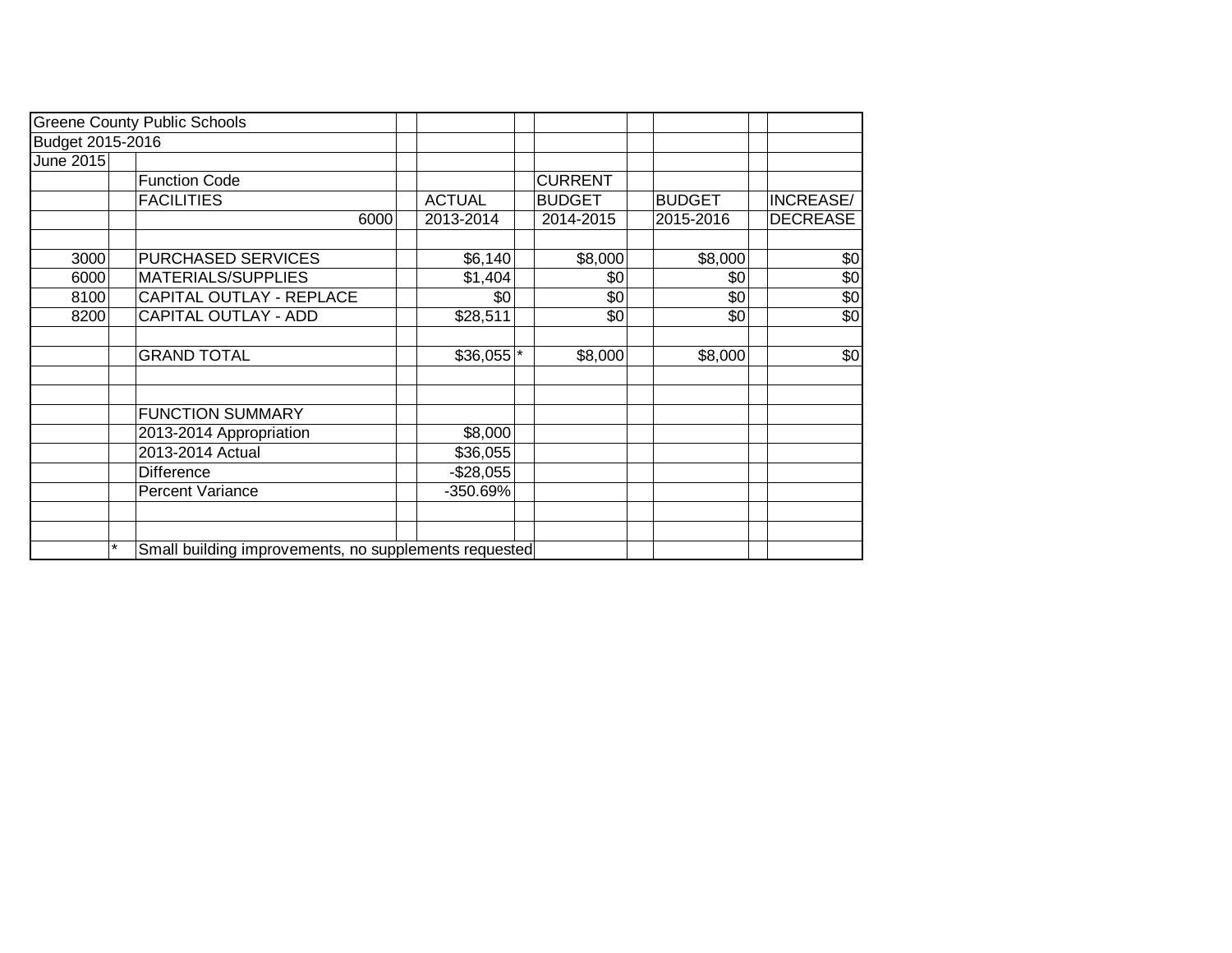| Greene County Public Schools | | | | | | | | | | |
|---|---|---|---|---|---|---|---|---|---|---|
| Budget 2015-2016 | | | | | | | | | | |
| June 2015 | | | | | | | | | | |
| | | Function Code | | | | CURRENT | | | | |
| | | FACILITIES | | ACTUAL | | BUDGET | | BUDGET | | INCREASE/ |
| | | 6000 | | 2013-2014 | | 2014-2015 | | 2015-2016 | | DECREASE |
| | | | | | | | | | | |
| 3000 | | PURCHASED SERVICES | | $6,140 | | $8,000 | | $8,000 | | $0 |
| 6000 | | MATERIALS/SUPPLIES | | $1,404 | | $0 | | $0 | | $0 |
| 8100 | | CAPITAL OUTLAY - REPLACE | | $0 | | $0 | | $0 | | $0 |
| 8200 | | CAPITAL OUTLAY - ADD | | $28,511 | | $0 | | $0 | | $0 |
| | | | | | | | | | | |
| | | GRAND TOTAL | | $36,055 | * | $8,000 | | $8,000 | | $0 |
| | | | | | | | | | | |
| | | | | | | | | | | |
| | | FUNCTION SUMMARY | | | | | | | | |
| | | 2013-2014 Appropriation | | $8,000 | | | | | | |
| | | 2013-2014 Actual | | $36,055 | | | | | | |
| | | Difference | | -$28,055 | | | | | | |
| | | Percent Variance | | -350.69% | | | | | | |
| | | | | | | | | | | |
| | | | | | | | | | | |
| | * | Small building improvements, no supplements requested | | | | | | | | |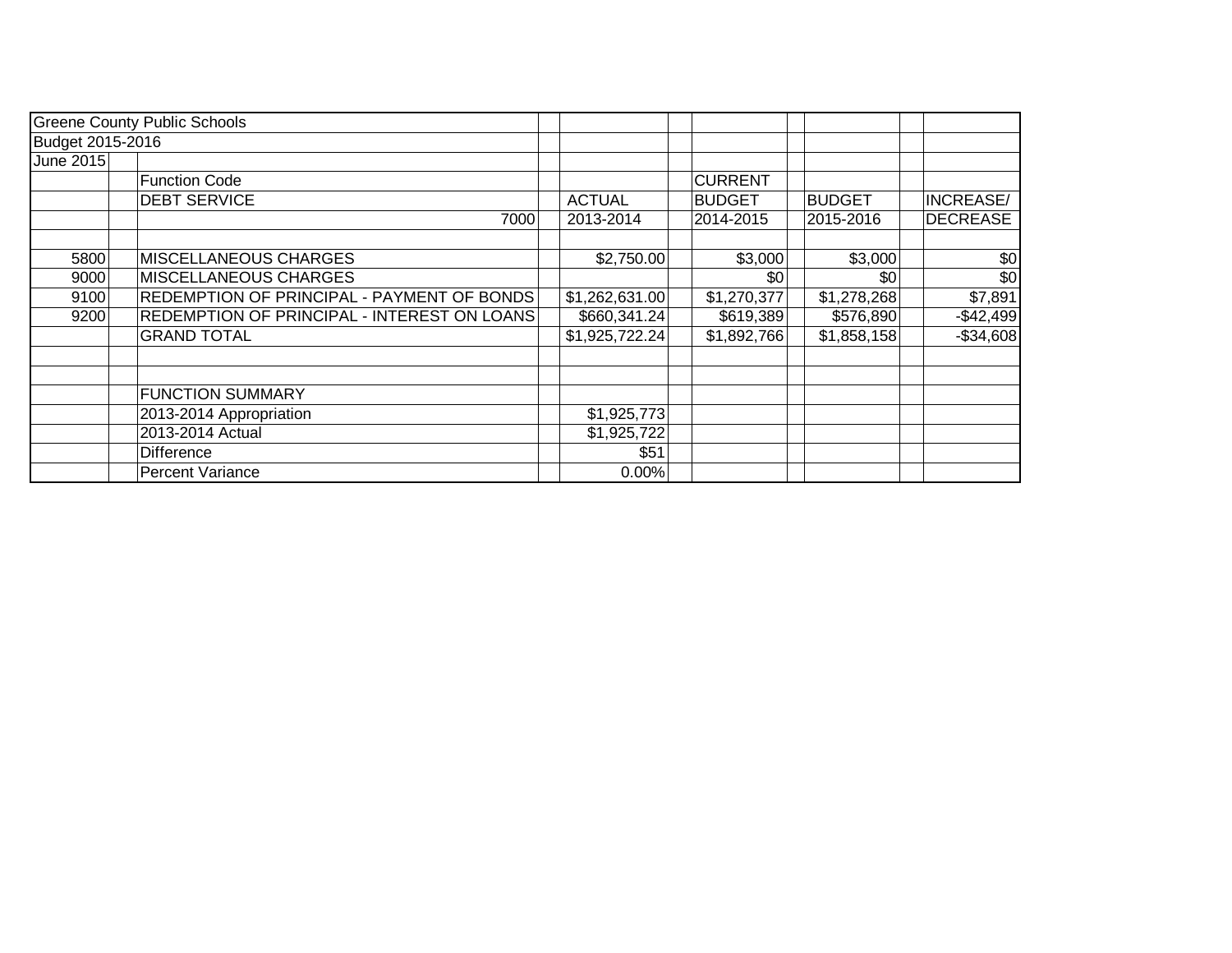| Greene County Public Schools | | | | | | |
|---|---|---|---|---|---|---|
| Budget 2015-2016 | | | | | | |
| June 2015 | | | | | | |
| | Function Code | | | CURRENT | | |
| | DEBT SERVICE | | ACTUAL | BUDGET | BUDGET | INCREASE/ |
| | | 7000 | 2013-2014 | 2014-2015 | 2015-2016 | DECREASE |
| | | | | | | |
| 5800 | MISCELLANEOUS CHARGES | | $2,750.00 | $3,000 | $3,000 | $0 |
| 9000 | MISCELLANEOUS CHARGES | | | $0 | $0 | $0 |
| 9100 | REDEMPTION OF PRINCIPAL - PAYMENT OF BONDS | | $1,262,631.00 | $1,270,377 | $1,278,268 | $7,891 |
| 9200 | REDEMPTION OF PRINCIPAL - INTEREST ON LOANS | | $660,341.24 | $619,389 | $576,890 | -$42,499 |
| | GRAND TOTAL | | $1,925,722.24 | $1,892,766 | $1,858,158 | -$34,608 |
| | | | | | | |
| | | | | | | |
| | FUNCTION SUMMARY | | | | | |
| | 2013-2014 Appropriation | | $1,925,773 | | | |
| | 2013-2014 Actual | | $1,925,722 | | | |
| | Difference | | $51 | | | |
| | Percent Variance | | 0.00% | | | |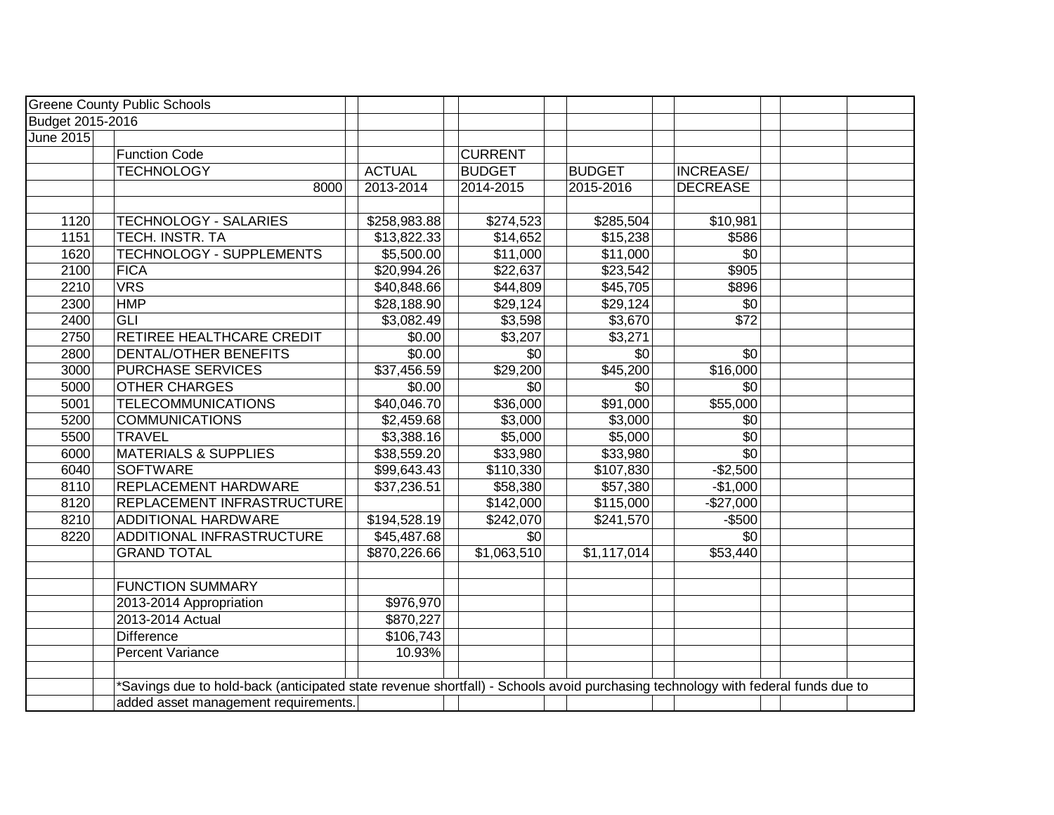Greene County Public Schools
Budget 2015-2016
June 2015

| | Function Code | | CURRENT | | |
|---|---|---|---|---|---|
| | TECHNOLOGY | ACTUAL | BUDGET | BUDGET | INCREASE/ |
| | 8000 | 2013-2014 | 2014-2015 | 2015-2016 | DECREASE |
| | | | | | |
| 1120 | TECHNOLOGY - SALARIES | $258,983.88 | $274,523 | $285,504 | $10,981 |
| 1151 | TECH. INSTR. TA | $13,822.33 | $14,652 | $15,238 | $586 |
| 1620 | TECHNOLOGY - SUPPLEMENTS | $5,500.00 | $11,000 | $11,000 | $0 |
| 2100 | FICA | $20,994.26 | $22,637 | $23,542 | $905 |
| 2210 | VRS | $40,848.66 | $44,809 | $45,705 | $896 |
| 2300 | HMP | $28,188.90 | $29,124 | $29,124 | $0 |
| 2400 | GLI | $3,082.49 | $3,598 | $3,670 | $72 |
| 2750 | RETIREE HEALTHCARE CREDIT | $0.00 | $3,207 | $3,271 | |
| 2800 | DENTAL/OTHER BENEFITS | $0.00 | $0 | $0 | $0 |
| 3000 | PURCHASE SERVICES | $37,456.59 | $29,200 | $45,200 | $16,000 |
| 5000 | OTHER CHARGES | $0.00 | $0 | $0 | $0 |
| 5001 | TELECOMMUNICATIONS | $40,046.70 | $36,000 | $91,000 | $55,000 |
| 5200 | COMMUNICATIONS | $2,459.68 | $3,000 | $3,000 | $0 |
| 5500 | TRAVEL | $3,388.16 | $5,000 | $5,000 | $0 |
| 6000 | MATERIALS & SUPPLIES | $38,559.20 | $33,980 | $33,980 | $0 |
| 6040 | SOFTWARE | $99,643.43 | $110,330 | $107,830 | -$2,500 |
| 8110 | REPLACEMENT HARDWARE | $37,236.51 | $58,380 | $57,380 | -$1,000 |
| 8120 | REPLACEMENT INFRASTRUCTURE | | $142,000 | $115,000 | -$27,000 |
| 8210 | ADDITIONAL HARDWARE | $194,528.19 | $242,070 | $241,570 | -$500 |
| 8220 | ADDITIONAL INFRASTRUCTURE | $45,487.68 | $0 | | $0 |
| | GRAND TOTAL | $870,226.66 | $1,063,510 | $1,117,014 | $53,440 |
| | | | | | |
| | FUNCTION SUMMARY | | | | |
| | 2013-2014 Appropriation | $976,970 | | | |
| | 2013-2014 Actual | $870,227 | | | |
| | Difference | $106,743 | | | |
| | Percent Variance | 10.93% | | | |

*Savings due to hold-back (anticipated state revenue shortfall) - Schools avoid purchasing technology with federal funds due to added asset management requirements.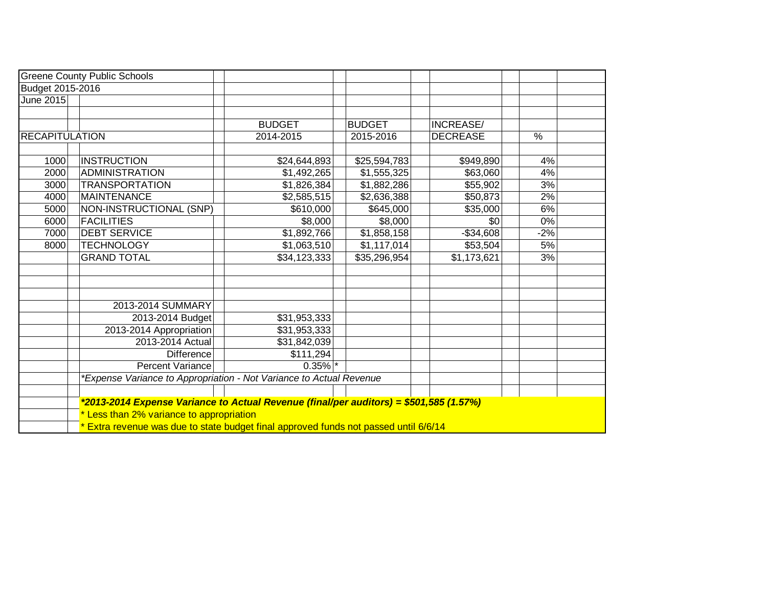Greene County Public Schools

Budget 2015-2016

June 2015

| RECAPITULATION | | BUDGET 2014-2015 | BUDGET 2015-2016 | INCREASE/ DECREASE | % |
|---|---|---|---|---|---|
| 1000 | INSTRUCTION | $24,644,893 | $25,594,783 | $949,890 | 4% |
| 2000 | ADMINISTRATION | $1,492,265 | $1,555,325 | $63,060 | 4% |
| 3000 | TRANSPORTATION | $1,826,384 | $1,882,286 | $55,902 | 3% |
| 4000 | MAINTENANCE | $2,585,515 | $2,636,388 | $50,873 | 2% |
| 5000 | NON-INSTRUCTIONAL (SNP) | $610,000 | $645,000 | $35,000 | 6% |
| 6000 | FACILITIES | $8,000 | $8,000 | $0 | 0% |
| 7000 | DEBT SERVICE | $1,892,766 | $1,858,158 | -$34,608 | -2% |
| 8000 | TECHNOLOGY | $1,063,510 | $1,117,014 | $53,504 | 5% |
| | GRAND TOTAL | $34,123,333 | $35,296,954 | $1,173,621 | 3% |

| 2013-2014 SUMMARY | |
|---|---|
| 2013-2014 Budget | $31,953,333 |
| 2013-2014 Appropriation | $31,953,333 |
| 2013-2014 Actual | $31,842,039 |
| Difference | $111,294 |
| Percent Variance | 0.35% * |

*\*Expense Variance to Appropriation - Not Variance to Actual Revenue*

***\*2013-2014 Expense Variance to Actual Revenue (final/per auditors) = $501,585 (1.57%)***

\* Less than 2% variance to appropriation

\* Extra revenue was due to state budget final approved funds not passed until 6/6/14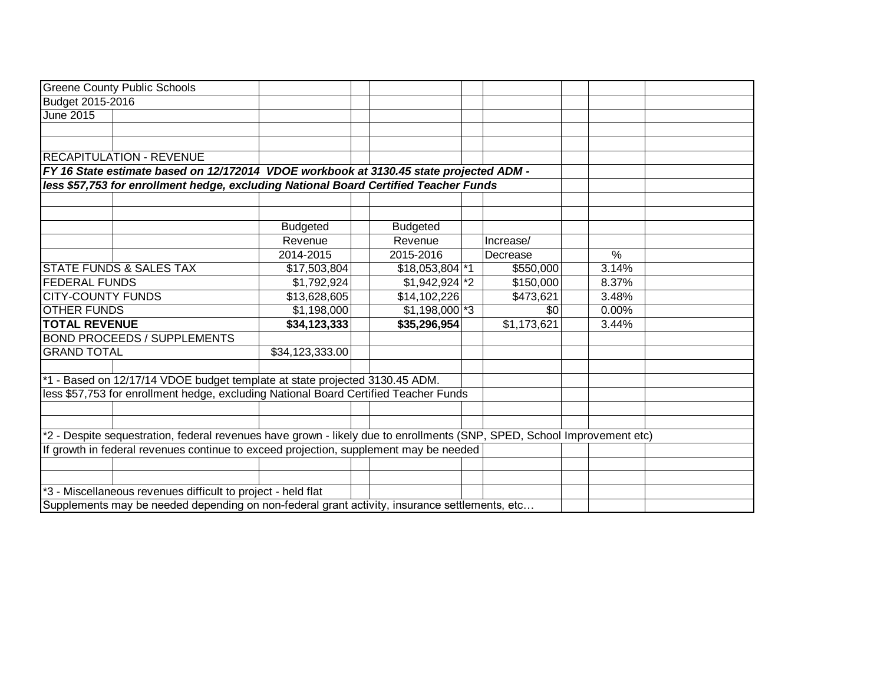Greene County Public Schools

Budget 2015-2016

June 2015

RECAPITULATION - REVENUE

***FY 16 State estimate based on 12/172014 VDOE workbook at 3130.45 state projected ADM -***

***less $57,753 for enrollment hedge, excluding National Board Certified Teacher Funds***

| | Budgeted Revenue 2014-2015 | Budgeted Revenue 2015-2016 | | Increase/ Decrease | % |
|---|---|---|---|---|---|
| STATE FUNDS & SALES TAX | $17,503,804 | $18,053,804 | *1 | $550,000 | 3.14% |
| FEDERAL FUNDS | $1,792,924 | $1,942,924 | *2 | $150,000 | 8.37% |
| CITY-COUNTY FUNDS | $13,628,605 | $14,102,226 | | $473,621 | 3.48% |
| OTHER FUNDS | $1,198,000 | $1,198,000 | *3 | $0 | 0.00% |
| **TOTAL REVENUE** | **$34,123,333** | **$35,296,954** | | $1,173,621 | 3.44% |
| BOND PROCEEDS / SUPPLEMENTS | | | | | |
| GRAND TOTAL | $34,123,333.00 | | | | |

*1 - Based on 12/17/14 VDOE budget template at state projected 3130.45 ADM.
less $57,753 for enrollment hedge, excluding National Board Certified Teacher Funds

*2 - Despite sequestration, federal revenues have grown - likely due to enrollments (SNP, SPED, School Improvement etc)
If growth in federal revenues continue to exceed projection, supplement may be needed

*3 - Miscellaneous revenues difficult to project - held flat
Supplements may be needed depending on non-federal grant activity, insurance settlements, etc…